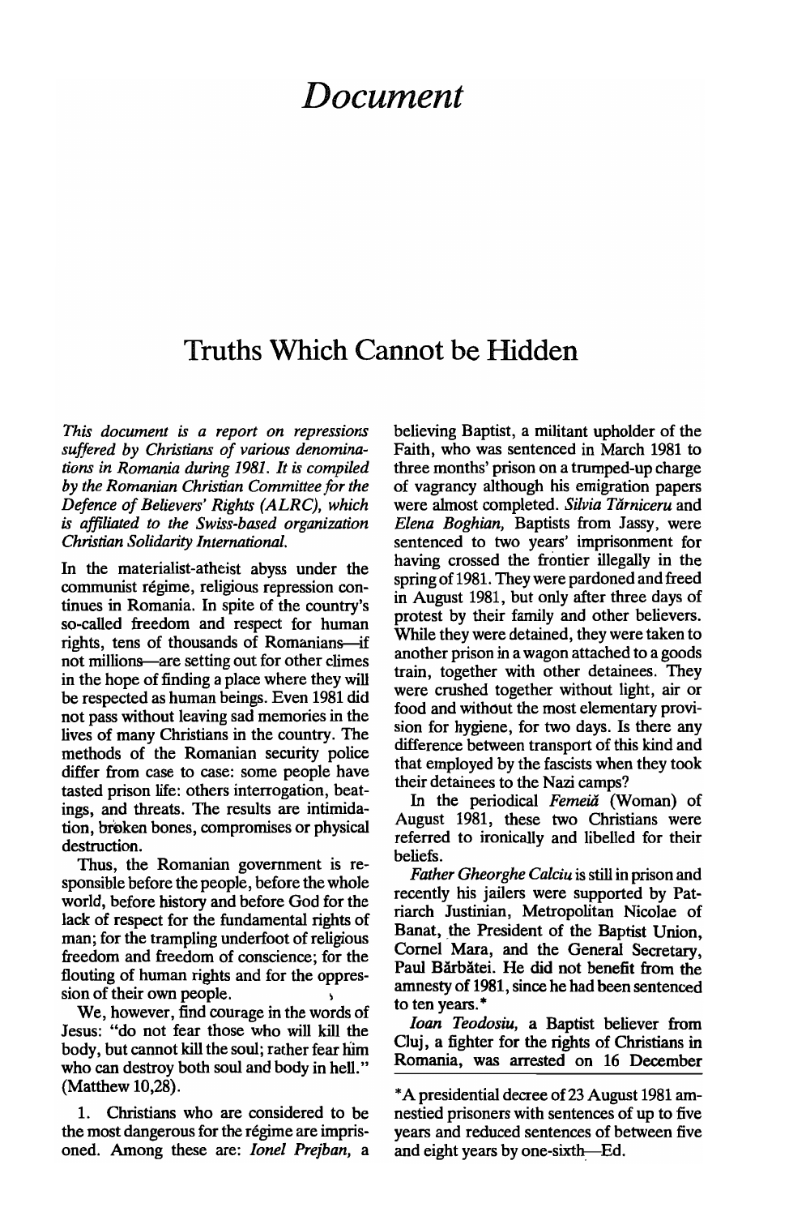# *Document*

## Truths Which Cannot be Hidden

*This document is a report on repressions suffered by Christians of various denominations in Romania during 1981. It is compiled by the Romanian Christian Committee for the Defence of Believers' Rights (ALRC), which is affiliated to the Swiss-based organization Christian Solidarity International.*

In the materialist-atheist abyss under the communist régime, religious repression continues in Romania. In spite of the country's so-called freedom and respect for human rights, tens of thousands of Romanians—if not millions—are setting out for other climes in the hope of finding a place where they will be respected as human beings. Even 1981 did not pass without leaving sad memories in the lives of many Christians in the country. The methods of the Romanian security police differ from case to case: some people have tasted prison life: others interrogation, beatings, and threats. The results are intimidation, broken bones, compromises or physical destruction.

Thus, the Romanian government is responsible before the people, before the whole world, before history and before God for the lack of respect for the fundamental rights of man; for the trampling underfoot of religious freedom and freedom of conscience; for the flouting of human rights and for the oppression of their own people.

We, however, find courage in the words of Jesus: "do not fear those who will kill the body, but cannot kill the soul; rather fear him who can destroy both soul and body in hell." (Matthew 10,28).

1. Christians who are considered to be the most dangerous for the régime are imprisoned. Among these are: *Ionel Prejban,* a believing Baptist, a militant upholder of the Faith, who was sentenced in March 1981 to three months' prison on a trumped-up charge of vagrancy although his emigration papers were almost completed. *Silvia Tărniceru* and *Elena Boghian,* Baptists from Jassy, were sentenced to two years' imprisonment for having crossed the frontier illegally in the spring of 1981. They were pardoned and freed in August 1981, but only after three days of protest by their family and other believers. While they were detained, they were taken to another prison in a wagon attached to a goods train, together with other detainees. They were crushed together without light, air or food and without the most elementary provision for hygiene, for two days. Is there any difference between transport of this kind and that employed by the fascists when they took their detainees to the Nazi camps?

In the periodical *Femeiă* (Woman) of August 1981, these two Christians were referred to ironically and libelled for their beliefs.

*Father Gheorghe Calciu* is still in prison and recently his jailers were supported by Patriarch Justinian, Metropolitan Nicolae of Banat, the President of the Baptist Union, Cornel Mara, and the General Secretary, Paul Bărbătei. He did not benefit from the amnesty of 1981, since he had been sentenced to ten years.*

*Ioan Teodosiu,* a Baptist believer from Cluj, a fighter for the rights of Christians in Romania, was arrested on 16 December

*A presidential decree of 23 August 1981 amnestied prisoners with sentences of up to five years and reduced sentences of between five and eight years by one-sixth—Ed.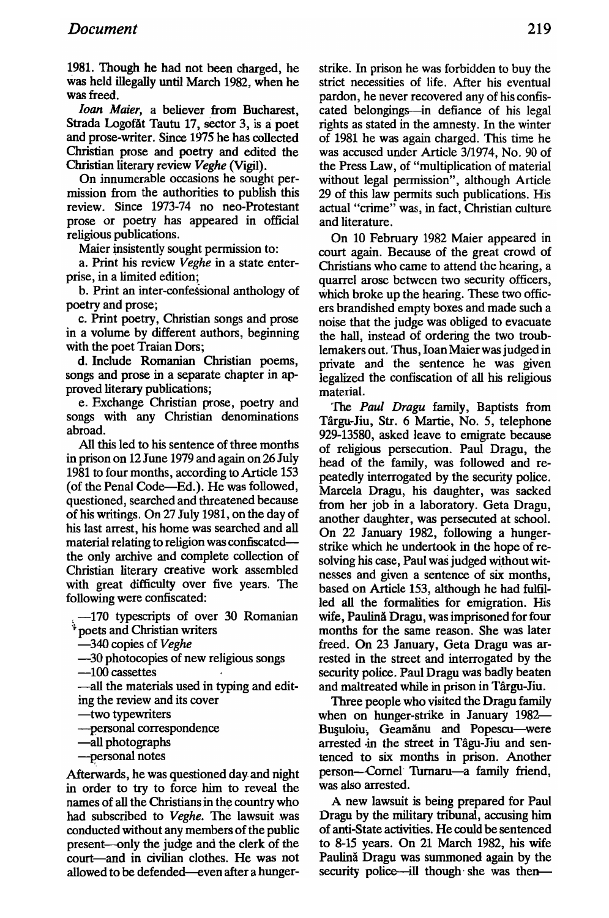1981. Though he had not been charged, he was held illegally until March 1982, when he was freed.

*Ioan Maier*, a believer from Bucharest, Strada Logofăt Tautu 17, sector 3, is a poet and prose-writer. Since 1975 he has collected Christian prose and poetry and edited the Christian literary review *Veghe* (Vigil).

On innumerable occasions he sought permission from the authorities to publish this review. Since 1973-74 no neo-Protestant prose or poetry has appeared in official religious publications.

Maier insistently sought permission to:

a. Print his review *Veghe* in a state enterprise, in a limited edition;

b. Print an inter-confessional anthology of poetry and prose;

c. Print poetry, Christian songs and prose in a volume by different authors, beginning with the poet Traian Dors;

d. Include Romanian Christian poems, songs and prose in a separate chapter in approved literary publications;

e. Exchange Christian prose, poetry and songs with any Christian denominations abroad.

All this led to his sentence of three months in prison on 12 June 1979 and again on 26 July 1981 to four months, according to Article 153 (of the Penal Code—Ed.). He was followed, questioned, searched and threatened because of his writings. On 27 July 1981, on the day of his last arrest, his home was searched and all material relating to religion was confiscated—the only archive and complete collection of Christian literary creative work assembled with great difficulty over five years. The following were confiscated:

—170 typescripts of over 30 Romanian poets and Christian writers
—340 copies of *Veghe*
—30 photocopies of new religious songs
—100 cassettes
—all the materials used in typing and editing the review and its cover
—two typewriters
—personal correspondence
—all photographs
—personal notes

Afterwards, he was questioned day and night in order to try to force him to reveal the names of all the Christians in the country who had subscribed to *Veghe*. The lawsuit was conducted without any members of the public present—only the judge and the clerk of the court—and in civilian clothes. He was not allowed to be defended—even after a hunger-strike. In prison he was forbidden to buy the strict necessities of life. After his eventual pardon, he never recovered any of his confiscated belongings—in defiance of his legal rights as stated in the amnesty. In the winter of 1981 he was again charged. This time he was accused under Article 3/1974, No. 90 of the Press Law, of "multiplication of material without legal permission", although Article 29 of this law permits such publications. His actual "crime" was, in fact, Christian culture and literature.

On 10 February 1982 Maier appeared in court again. Because of the great crowd of Christians who came to attend the hearing, a quarrel arose between two security officers, which broke up the hearing. These two officers brandished empty boxes and made such a noise that the judge was obliged to evacuate the hall, instead of ordering the two troublemakers out. Thus, Ioan Maier was judged in private and the sentence he was given legalized the confiscation of all his religious material.

The *Paul Dragu* family, Baptists from Târgu-Jiu, Str. 6 Martie, No. 5, telephone 929-13580, asked leave to emigrate because of religious persecution. Paul Dragu, the head of the family, was followed and repeatedly interrogated by the security police. Marcela Dragu, his daughter, was sacked from her job in a laboratory. Geta Dragu, another daughter, was persecuted at school. On 22 January 1982, following a hunger-strike which he undertook in the hope of resolving his case, Paul was judged without witnesses and given a sentence of six months, based on Article 153, although he had fulfilled all the formalities for emigration. His wife, Paulină Dragu, was imprisoned for four months for the same reason. She was later freed. On 23 January, Geta Dragu was arrested in the street and interrogated by the security police. Paul Dragu was badly beaten and maltreated while in prison in Târgu-Jiu.

Three people who visited the Dragu family when on hunger-strike in January 1982—Buşuloiu, Geamănu and Popescu—were arrested in the street in Tâgu-Jiu and sentenced to six months in prison. Another person—Cornel Turnaru—a family friend, was also arrested.

A new lawsuit is being prepared for Paul Dragu by the military tribunal, accusing him of anti-State activities. He could be sentenced to 8-15 years. On 21 March 1982, his wife Paulină Dragu was summoned again by the security police—ill though she was then—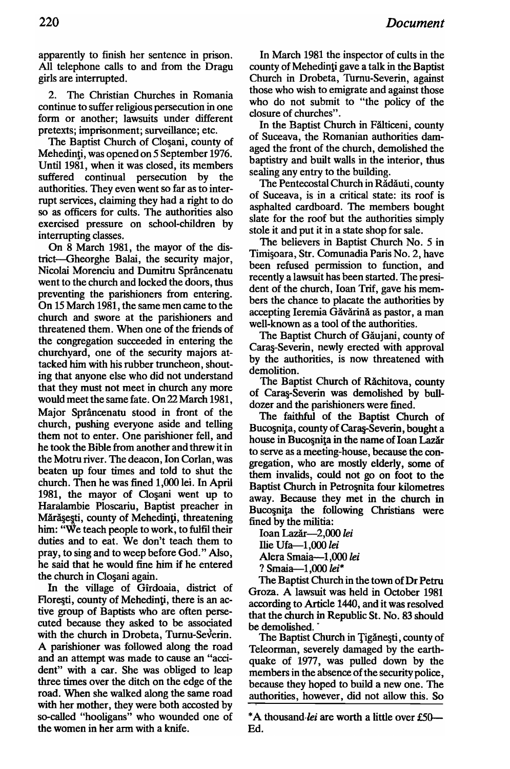apparently to finish her sentence in prison. All telephone calls to and from the Dragu girls are interrupted.

2. The Christian Churches in Romania continue to suffer religious persecution in one form or another; lawsuits under different pretexts; imprisonment; surveillance; etc.

The Baptist Church of Cloşani, county of Mehedinţi, was opened on 5 September 1976. Until 1981, when it was closed, its members suffered continual persecution by the authorities. They even went so far as to interrupt services, claiming they had a right to do so as officers for cults. The authorities also exercised pressure on school-children by interrupting classes.

On 8 March 1981, the mayor of the district—Gheorghe Balai, the security major, Nicolai Morenciu and Dumitru Sprâncenatu went to the church and locked the doors, thus preventing the parishioners from entering. On 15 March 1981, the same men came to the church and swore at the parishioners and threatened them. When one of the friends of the congregation succeeded in entering the churchyard, one of the security majors attacked him with his rubber truncheon, shouting that anyone else who did not understand that they must not meet in church any more would meet the same fate. On 22 March 1981, Major Sprâncenatu stood in front of the church, pushing everyone aside and telling them not to enter. One parishioner fell, and he took the Bible from another and threw it in the Motru river. The deacon, Ion Corlan, was beaten up four times and told to shut the church. Then he was fined 1,000 lei. In April 1981, the mayor of Cloşani went up to Haralambie Ploscariu, Baptist preacher in Mărăşeşti, county of Mehedinţi, threatening him: "We teach people to work, to fulfil their duties and to eat. We don't teach them to pray, to sing and to weep before God." Also, he said that he would fine him if he entered the church in Cloşani again.

In the village of Gîrdoaia, district of Floreşti, county of Mehedinţi, there is an active group of Baptists who are often persecuted because they asked to be associated with the church in Drobeta, Turnu-Severin. A parishioner was followed along the road and an attempt was made to cause an "accident" with a car. She was obliged to leap three times over the ditch on the edge of the road. When she walked along the same road with her mother, they were both accosted by so-called "hooligans" who wounded one of the women in her arm with a knife.

In March 1981 the inspector of cults in the county of Mehedinţi gave a talk in the Baptist Church in Drobeta, Turnu-Severin, against those who wish to emigrate and against those who do not submit to "the policy of the closure of churches".

In the Baptist Church in Fălticeni, county of Suceava, the Romanian authorities damaged the front of the church, demolished the baptistry and built walls in the interior, thus sealing any entry to the building.

The Pentecostal Church in Rădăuti, county of Suceava, is in a critical state: its roof is asphalted cardboard. The members bought slate for the roof but the authorities simply stole it and put it in a state shop for sale.

The believers in Baptist Church No. 5 in Timişoara, Str. Comunadia Paris No. 2, have been refused permission to function, and recently a lawsuit has been started. The president of the church, Ioan Trif, gave his members the chance to placate the authorities by accepting Ieremia Găvărină as pastor, a man well-known as a tool of the authorities.

The Baptist Church of Găujani, county of Caraş-Severin, newly erected with approval by the authorities, is now threatened with demolition.

The Baptist Church of Răchitova, county of Caraş-Severin was demolished by bulldozer and the parishioners were fined.

The faithful of the Baptist Church of Bucoşniţa, county of Caraş-Severin, bought a house in Bucoşniţa in the name of Ioan Lazăr to serve as a meeting-house, because the congregation, who are mostly elderly, some of them invalids, could not go on foot to the Baptist Church in Petroşnita four kilometres away. Because they met in the church in Bucoşniţa the following Christians were fined by the militia:

Ioan Lazăr—2,000 *lei*
Ilie Ufa—1,000 *lei*
Alera Smaia—1,000 *lei*
? Smaia—1,000 *lei**

The Baptist Church in the town of Dr Petru Groza. A lawsuit was held in October 1981 according to Article 1440, and it was resolved that the church in Republic St. No. 83 should be demolished.

The Baptist Church in Ţigăneşti, county of Teleorman, severely damaged by the earthquake of 1977, was pulled down by the members in the absence of the security police, because they hoped to build a new one. The authorities, however, did not allow this. So

*A thousand *lei* are worth a little over £50—Ed.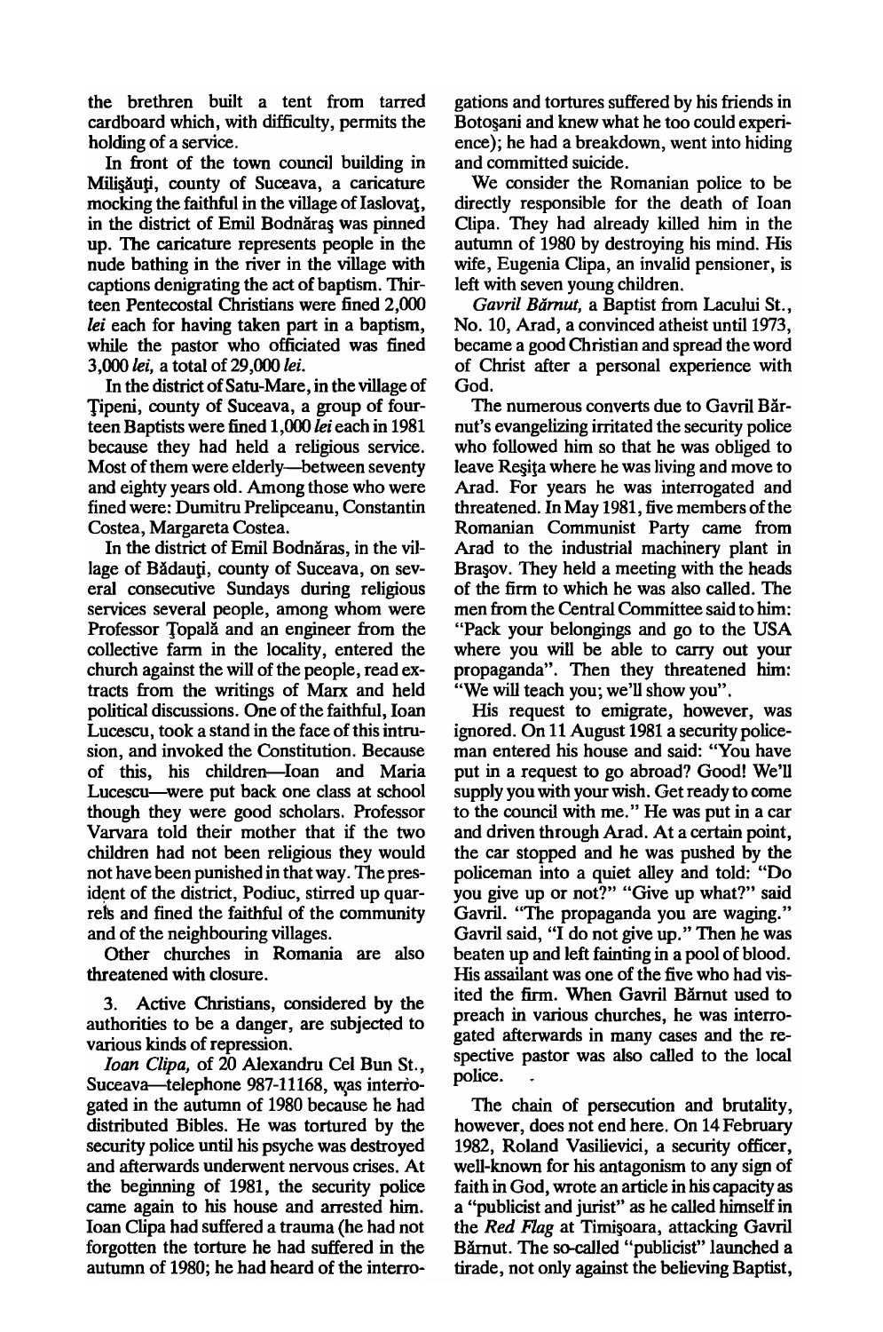the brethren built a tent from tarred cardboard which, with difficulty, permits the holding of a service.

In front of the town council building in Milişăuţi, county of Suceava, a caricature mocking the faithful in the village of Iaslovaţ, in the district of Emil Bodnăraş was pinned up. The caricature represents people in the nude bathing in the river in the village with captions denigrating the act of baptism. Thirteen Pentecostal Christians were fined 2,000 *lei* each for having taken part in a baptism, while the pastor who officiated was fined 3,000 *lei*, a total of 29,000 *lei*.

In the district of Satu-Mare, in the village of Ţipeni, county of Suceava, a group of fourteen Baptists were fined 1,000 *lei* each in 1981 because they had held a religious service. Most of them were elderly—between seventy and eighty years old. Among those who were fined were: Dumitru Prelipceanu, Constantin Costea, Margareta Costea.

In the district of Emil Bodnăras, in the village of Bădauţi, county of Suceava, on several consecutive Sundays during religious services several people, among whom were Professor Ţopală and an engineer from the collective farm in the locality, entered the church against the will of the people, read extracts from the writings of Marx and held political discussions. One of the faithful, Ioan Lucescu, took a stand in the face of this intrusion, and invoked the Constitution. Because of this, his children—Ioan and Maria Lucescu—were put back one class at school though they were good scholars. Professor Varvara told their mother that if the two children had not been religious they would not have been punished in that way. The president of the district, Podiuc, stirred up quarrels and fined the faithful of the community and of the neighbouring villages.

Other churches in Romania are also threatened with closure.

3. Active Christians, considered by the authorities to be a danger, are subjected to various kinds of repression.

*Ioan Clipa*, of 20 Alexandru Cel Bun St., Suceava—telephone 987-11168, was interrogated in the autumn of 1980 because he had distributed Bibles. He was tortured by the security police until his psyche was destroyed and afterwards underwent nervous crises. At the beginning of 1981, the security police came again to his house and arrested him. Ioan Clipa had suffered a trauma (he had not forgotten the torture he had suffered in the autumn of 1980; he had heard of the interrogations and tortures suffered by his friends in Botoşani and knew what he too could experience); he had a breakdown, went into hiding and committed suicide.

We consider the Romanian police to be directly responsible for the death of Ioan Clipa. They had already killed him in the autumn of 1980 by destroying his mind. His wife, Eugenia Clipa, an invalid pensioner, is left with seven young children.

*Gavril Bărnut*, a Baptist from Lacului St., No. 10, Arad, a convinced atheist until 1973, became a good Christian and spread the word of Christ after a personal experience with God.

The numerous converts due to Gavril Bărnut's evangelizing irritated the security police who followed him so that he was obliged to leave Reşiţa where he was living and move to Arad. For years he was interrogated and threatened. In May 1981, five members of the Romanian Communist Party came from Arad to the industrial machinery plant in Braşov. They held a meeting with the heads of the firm to which he was also called. The men from the Central Committee said to him: "Pack your belongings and go to the USA where you will be able to carry out your propaganda". Then they threatened him: "We will teach you; we'll show you".

His request to emigrate, however, was ignored. On 11 August 1981 a security policeman entered his house and said: "You have put in a request to go abroad? Good! We'll supply you with your wish. Get ready to come to the council with me." He was put in a car and driven through Arad. At a certain point, the car stopped and he was pushed by the policeman into a quiet alley and told: "Do you give up or not?" "Give up what?" said Gavril. "The propaganda you are waging." Gavril said, "I do not give up." Then he was beaten up and left fainting in a pool of blood. His assailant was one of the five who had visited the firm. When Gavril Bărnut used to preach in various churches, he was interrogated afterwards in many cases and the respective pastor was also called to the local police.

The chain of persecution and brutality, however, does not end here. On 14 February 1982, Roland Vasilievici, a security officer, well-known for his antagonism to any sign of faith in God, wrote an article in his capacity as a "publicist and jurist" as he called himself in the *Red Flag* at Timişoara, attacking Gavril Bărnut. The so-called "publicist" launched a tirade, not only against the believing Baptist,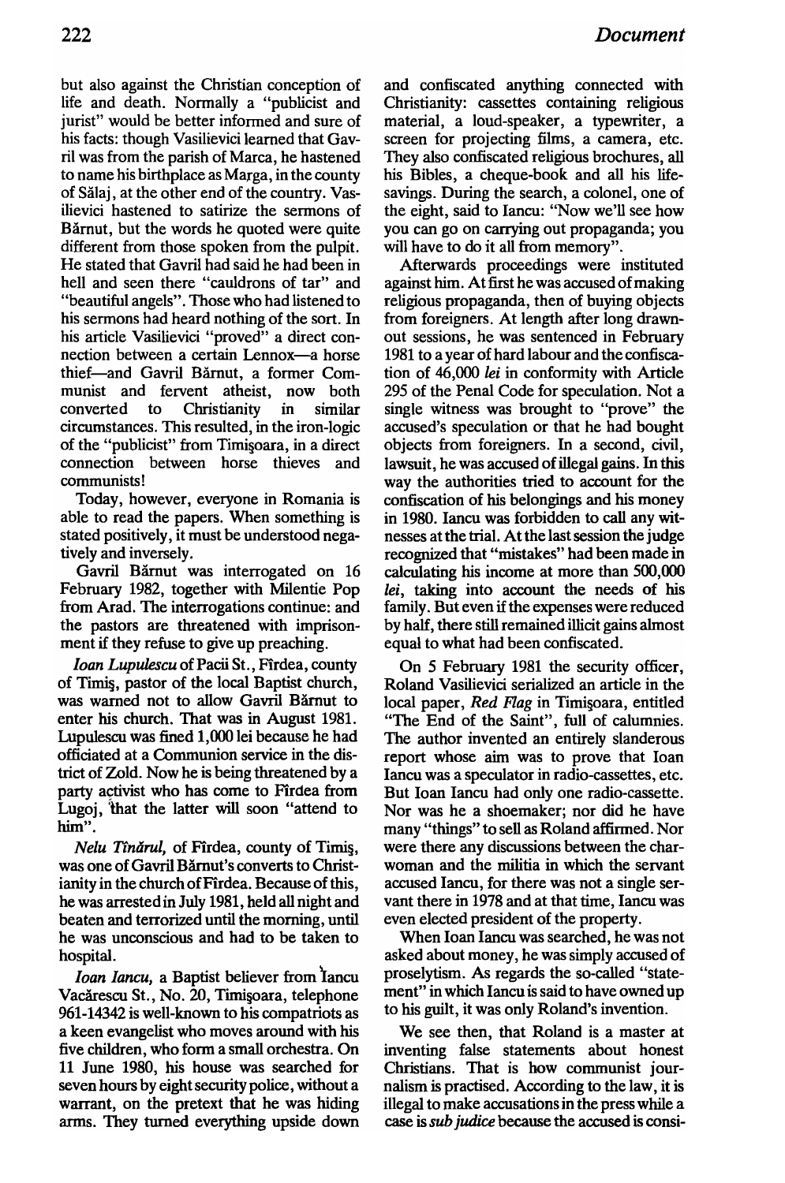but also against the Christian conception of life and death. Normally a "publicist and jurist" would be better informed and sure of his facts: though Vasilievici learned that Gavril was from the parish of Marca, he hastened to name his birthplace as Marga, in the county of Sălaj, at the other end of the country. Vasilievici hastened to satirize the sermons of Bărnut, but the words he quoted were quite different from those spoken from the pulpit. He stated that Gavril had said he had been in hell and seen there "cauldrons of tar" and "beautiful angels". Those who had listened to his sermons had heard nothing of the sort. In his article Vasilievici "proved" a direct connection between a certain Lennox—a horse thief—and Gavril Bărnut, a former Communist and fervent atheist, now both converted to Christianity in similar circumstances. This resulted, in the iron-logic of the "publicist" from Timişoara, in a direct connection between horse thieves and communists!

Today, however, everyone in Romania is able to read the papers. When something is stated positively, it must be understood negatively and inversely.

Gavril Bărnut was interrogated on 16 February 1982, together with Milentie Pop from Arad. The interrogations continue: and the pastors are threatened with imprisonment if they refuse to give up preaching.

*Ioan Lupulescu* of Pacii St., Fîrdea, county of Timiş, pastor of the local Baptist church, was warned not to allow Gavril Bărnut to enter his church. That was in August 1981. Lupulescu was fined 1,000 lei because he had officiated at a Communion service in the district of Zold. Now he is being threatened by a party activist who has come to Fîrdea from Lugoj, that the latter will soon "attend to him".

*Nelu Tînărul,* of Fîrdea, county of Timiş, was one of Gavril Bărnut's converts to Christianity in the church of Fîrdea. Because of this, he was arrested in July 1981, held all night and beaten and terrorized until the morning, until he was unconscious and had to be taken to hospital.

*Ioan Iancu,* a Baptist believer from Iancu Vacărescu St., No. 20, Timişoara, telephone 961-14342 is well-known to his compatriots as a keen evangelist who moves around with his five children, who form a small orchestra. On 11 June 1980, his house was searched for seven hours by eight security police, without a warrant, on the pretext that he was hiding arms. They turned everything upside down and confiscated anything connected with Christianity: cassettes containing religious material, a loud-speaker, a typewriter, a screen for projecting films, a camera, etc. They also confiscated religious brochures, all his Bibles, a cheque-book and all his life-savings. During the search, a colonel, one of the eight, said to Iancu: "Now we'll see how you can go on carrying out propaganda; you will have to do it all from memory".

Afterwards proceedings were instituted against him. At first he was accused of making religious propaganda, then of buying objects from foreigners. At length after long drawn-out sessions, he was sentenced in February 1981 to a year of hard labour and the confiscation of 46,000 *lei* in conformity with Article 295 of the Penal Code for speculation. Not a single witness was brought to "prove" the accused's speculation or that he had bought objects from foreigners. In a second, civil, lawsuit, he was accused of illegal gains. In this way the authorities tried to account for the confiscation of his belongings and his money in 1980. Iancu was forbidden to call any witnesses at the trial. At the last session the judge recognized that "mistakes" had been made in calculating his income at more than 500,000 *lei*, taking into account the needs of his family. But even if the expenses were reduced by half, there still remained illicit gains almost equal to what had been confiscated.

On 5 February 1981 the security officer, Roland Vasilievici serialized an article in the local paper, *Red Flag* in Timişoara, entitled "The End of the Saint", full of calumnies. The author invented an entirely slanderous report whose aim was to prove that Ioan Iancu was a speculator in radio-cassettes, etc. But Ioan Iancu had only one radio-cassette. Nor was he a shoemaker; nor did he have many "things" to sell as Roland affirmed. Nor were there any discussions between the charwoman and the militia in which the servant accused Iancu, for there was not a single servant there in 1978 and at that time, Iancu was even elected president of the property.

When Ioan Iancu was searched, he was not asked about money, he was simply accused of proselytism. As regards the so-called "statement" in which Iancu is said to have owned up to his guilt, it was only Roland's invention.

We see then, that Roland is a master at inventing false statements about honest Christians. That is how communist journalism is practised. According to the law, it is illegal to make accusations in the press while a case is *sub judice* because the accused is consi-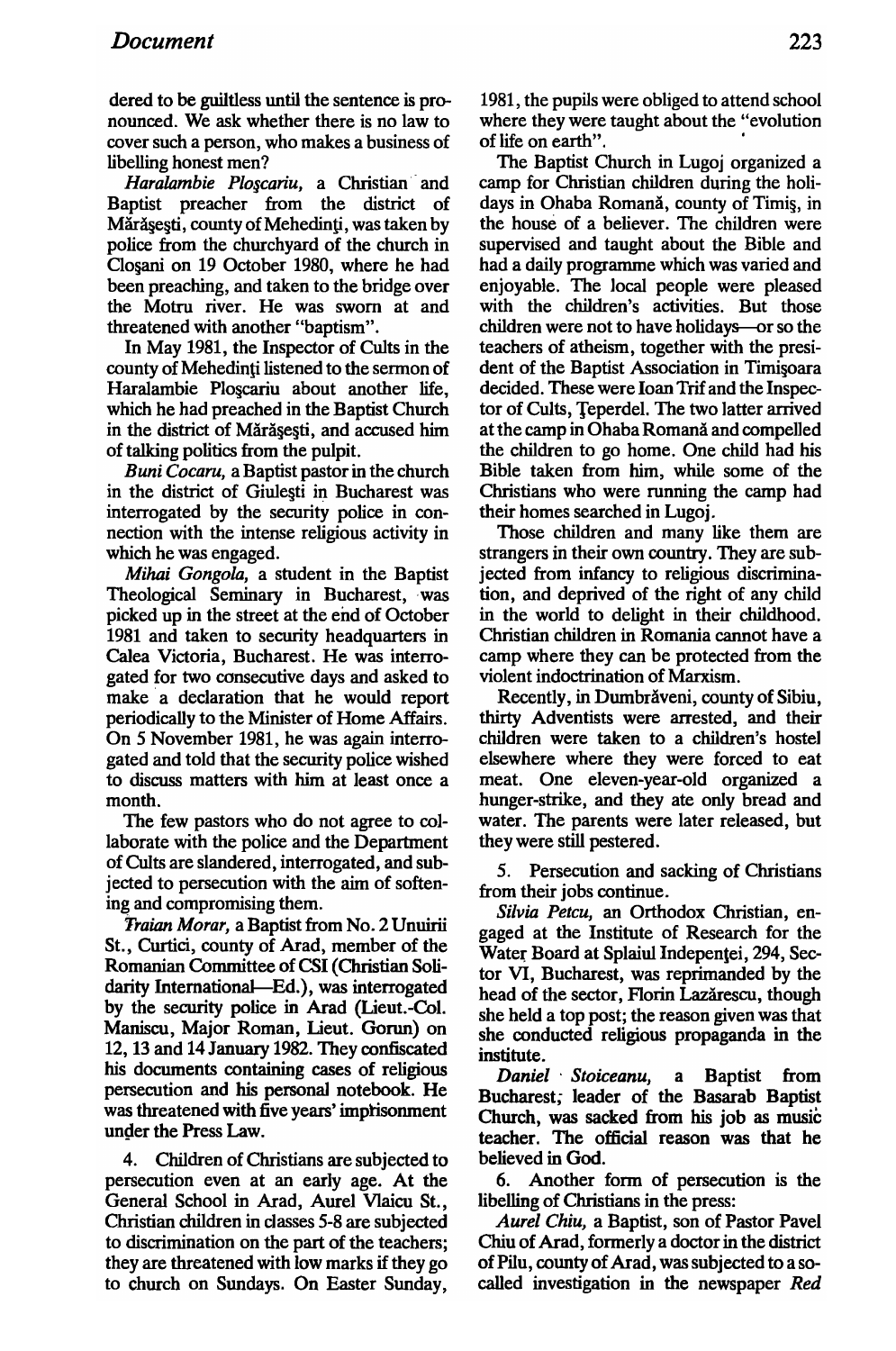dered to be guiltless until the sentence is pronounced. We ask whether there is no law to cover such a person, who makes a business of libelling honest men?

*Haralambie Ploşcariu,* a Christian and Baptist preacher from the district of Mărăşeşti, county of Mehedinţi, was taken by police from the churchyard of the church in Cloşani on 19 October 1980, where he had been preaching, and taken to the bridge over the Motru river. He was sworn at and threatened with another "baptism".

In May 1981, the Inspector of Cults in the county of Mehedinţi listened to the sermon of Haralambie Ploşcariu about another life, which he had preached in the Baptist Church in the district of Mărăşeşti, and accused him of talking politics from the pulpit.

*Buni Cocaru,* a Baptist pastor in the church in the district of Giuleşti in Bucharest was interrogated by the security police in connection with the intense religious activity in which he was engaged.

*Mihai Gongola,* a student in the Baptist Theological Seminary in Bucharest, was picked up in the street at the end of October 1981 and taken to security headquarters in Calea Victoria, Bucharest. He was interrogated for two consecutive days and asked to make a declaration that he would report periodically to the Minister of Home Affairs. On 5 November 1981, he was again interrogated and told that the security police wished to discuss matters with him at least once a month.

The few pastors who do not agree to collaborate with the police and the Department of Cults are slandered, interrogated, and subjected to persecution with the aim of softening and compromising them.

*Traian Morar,* a Baptist from No. 2 Unuirii St., Curtici, county of Arad, member of the Romanian Committee of CSI (Christian Solidarity International—Ed.), was interrogated by the security police in Arad (Lieut.-Col. Maniscu, Major Roman, Lieut. Gorun) on 12, 13 and 14 January 1982. They confiscated his documents containing cases of religious persecution and his personal notebook. He was threatened with five years' imprisonment under the Press Law.

4. Children of Christians are subjected to persecution even at an early age. At the General School in Arad, Aurel Vlaicu St., Christian children in classes 5-8 are subjected to discrimination on the part of the teachers; they are threatened with low marks if they go to church on Sundays. On Easter Sunday, 1981, the pupils were obliged to attend school where they were taught about the "evolution of life on earth".

The Baptist Church in Lugoj organized a camp for Christian children during the holidays in Ohaba Romană, county of Timiş, in the house of a believer. The children were supervised and taught about the Bible and had a daily programme which was varied and enjoyable. The local people were pleased with the children's activities. But those children were not to have holidays—or so the teachers of atheism, together with the president of the Baptist Association in Timişoara decided. These were Ioan Trif and the Inspector of Cults, Ţeperdel. The two latter arrived at the camp in Ohaba Romană and compelled the children to go home. One child had his Bible taken from him, while some of the Christians who were running the camp had their homes searched in Lugoj.

Those children and many like them are strangers in their own country. They are subjected from infancy to religious discrimination, and deprived of the right of any child in the world to delight in their childhood. Christian children in Romania cannot have a camp where they can be protected from the violent indoctrination of Marxism.

Recently, in Dumbrăveni, county of Sibiu, thirty Adventists were arrested, and their children were taken to a children's hostel elsewhere where they were forced to eat meat. One eleven-year-old organized a hunger-strike, and they ate only bread and water. The parents were later released, but they were still pestered.

5. Persecution and sacking of Christians from their jobs continue.

*Silvia Petcu,* an Orthodox Christian, engaged at the Institute of Research for the Water Board at Splaiul Indepenţei, 294, Sector VI, Bucharest, was reprimanded by the head of the sector, Florin Lazărescu, though she held a top post; the reason given was that she conducted religious propaganda in the institute.

*Daniel Stoiceanu,* a Baptist from Bucharest; leader of the Basarab Baptist Church, was sacked from his job as music teacher. The official reason was that he believed in God.

6. Another form of persecution is the libelling of Christians in the press:

*Aurel Chiu,* a Baptist, son of Pastor Pavel Chiu of Arad, formerly a doctor in the district of Pilu, county of Arad, was subjected to a so-called investigation in the newspaper *Red*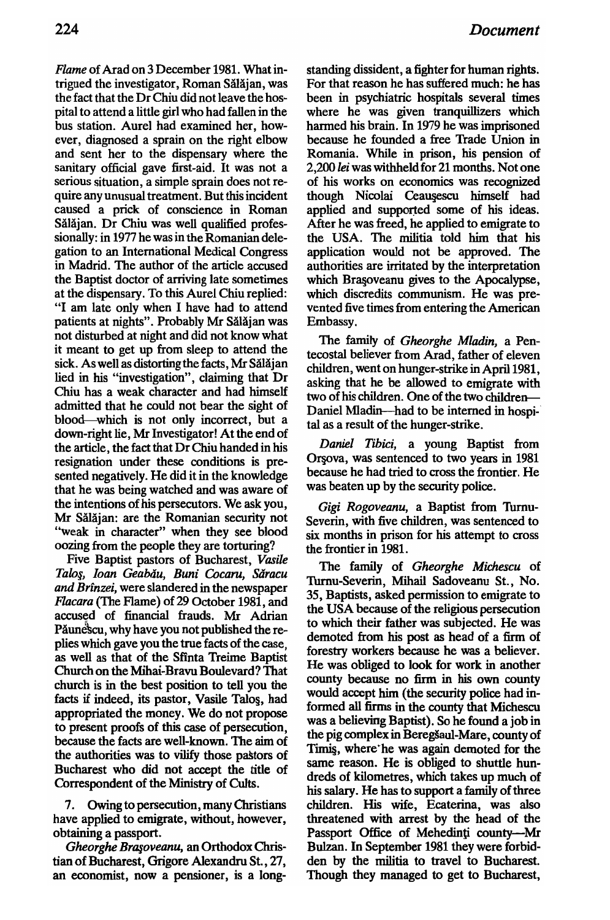*Flame* of Arad on 3 December 1981. What intrigued the investigator, Roman Sălăjan, was the fact that the Dr Chiu did not leave the hospital to attend a little girl who had fallen in the bus station. Aurel had examined her, however, diagnosed a sprain on the right elbow and sent her to the dispensary where the sanitary official gave first-aid. It was not a serious situation, a simple sprain does not require any unusual treatment. But this incident caused a prick of conscience in Roman Sălăjan. Dr Chiu was well qualified professionally: in 1977 he was in the Romanian delegation to an International Medical Congress in Madrid. The author of the article accused the Baptist doctor of arriving late sometimes at the dispensary. To this Aurel Chiu replied: "I am late only when I have had to attend patients at nights". Probably Mr Sălăjan was not disturbed at night and did not know what it meant to get up from sleep to attend the sick. As well as distorting the facts, Mr Sălăjan lied in his "investigation", claiming that Dr Chiu has a weak character and had himself admitted that he could not bear the sight of blood—which is not only incorrect, but a down-right lie, Mr Investigator! At the end of the article, the fact that Dr Chiu handed in his resignation under these conditions is presented negatively. He did it in the knowledge that he was being watched and was aware of the intentions of his persecutors. We ask you, Mr Sălăjan: are the Romanian security not "weak in character" when they see blood oozing from the people they are torturing?

Five Baptist pastors of Bucharest, *Vasile Taloş, Ioan Geabău, Buni Cocaru, Săracu and Brînzei*, were slandered in the newspaper *Flacara* (The Flame) of 29 October 1981, and accused of financial frauds. Mr Adrian Păunescu, why have you not published the replies which gave you the true facts of the case, as well as that of the Sfînta Treime Baptist Church on the Mihai-Bravu Boulevard? That church is in the best position to tell you the facts if indeed, its pastor, Vasile Taloş, had appropriated the money. We do not propose to present proofs of this case of persecution, because the facts are well-known. The aim of the authorities was to vilify those pastors of Bucharest who did not accept the title of Correspondent of the Ministry of Cults.

7. Owing to persecution, many Christians have applied to emigrate, without, however, obtaining a passport.

*Gheorghe Braşoveanu*, an Orthodox Christian of Bucharest, Grigore Alexandru St., 27, an economist, now a pensioner, is a long-standing dissident, a fighter for human rights. For that reason he has suffered much: he has been in psychiatric hospitals several times where he was given tranquillizers which harmed his brain. In 1979 he was imprisoned because he founded a free Trade Union in Romania. While in prison, his pension of 2,200 *lei* was withheld for 21 months. Not one of his works on economics was recognized though Nicolai Ceauşescu himself had applied and supported some of his ideas. After he was freed, he applied to emigrate to the USA. The militia told him that his application would not be approved. The authorities are irritated by the interpretation which Braşoveanu gives to the Apocalypse, which discredits communism. He was prevented five times from entering the American Embassy.

The family of *Gheorghe Mladin*, a Pentecostal believer from Arad, father of eleven children, went on hunger-strike in April 1981, asking that he be allowed to emigrate with two of his children. One of the two children—Daniel Mladin—had to be interned in hospital as a result of the hunger-strike.

*Daniel Tibici*, a young Baptist from Orşova, was sentenced to two years in 1981 because he had tried to cross the frontier. He was beaten up by the security police.

*Gigi Rogoveanu*, a Baptist from Turnu-Severin, with five children, was sentenced to six months in prison for his attempt to cross the frontier in 1981.

The family of *Gheorghe Michescu* of Turnu-Severin, Mihail Sadoveanu St., No. 35, Baptists, asked permission to emigrate to the USA because of the religious persecution to which their father was subjected. He was demoted from his post as head of a firm of forestry workers because he was a believer. He was obliged to look for work in another county because no firm in his own county would accept him (the security police had informed all firms in the county that Michescu was a believing Baptist). So he found a job in the pig complex in Beregšaul-Mare, county of Timiş, where he was again demoted for the same reason. He is obliged to shuttle hundreds of kilometres, which takes up much of his salary. He has to support a family of three children. His wife, Ecaterina, was also threatened with arrest by the head of the Passport Office of Mehedinţi county—Mr Bulzan. In September 1981 they were forbidden by the militia to travel to Bucharest. Though they managed to get to Bucharest,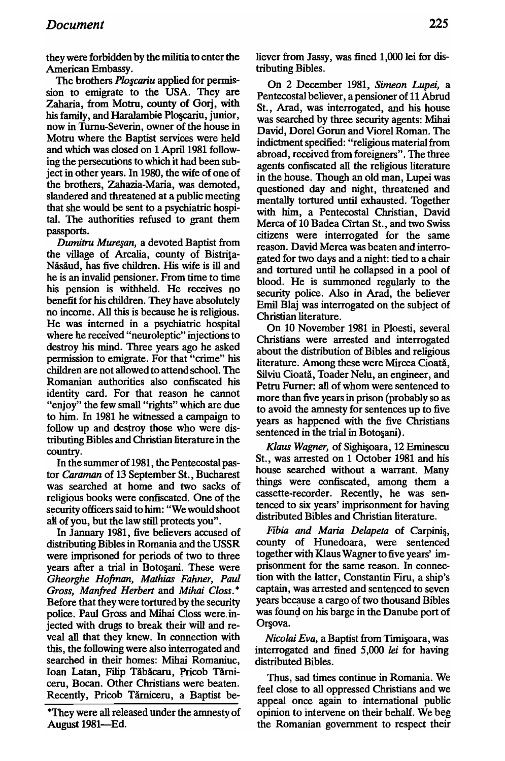they were forbidden by the militia to enter the American Embassy.

The brothers *Ploşcariu* applied for permission to emigrate to the USA. They are Zaharia, from Motru, county of Gorj, with his family, and Haralambie Ploşcariu, junior, now in Turnu-Severin, owner of the house in Motru where the Baptist services were held and which was closed on 1 April 1981 following the persecutions to which it had been subject in other years. In 1980, the wife of one of the brothers, Zahazia-Maria, was demoted, slandered and threatened at a public meeting that she would be sent to a psychiatric hospital. The authorities refused to grant them passports.

*Dumitru Mureşan*, a devoted Baptist from the village of Arcalia, county of Bistriţa-Năsăud, has five children. His wife is ill and he is an invalid pensioner. From time to time his pension is withheld. He receives no benefit for his children. They have absolutely no income. All this is because he is religious. He was interned in a psychiatric hospital where he received "neuroleptic" injections to destroy his mind. Three years ago he asked permission to emigrate. For that "crime" his children are not allowed to attend school. The Romanian authorities also confiscated his identity card. For that reason he cannot "enjoy" the few small "rights" which are due to him. In 1981 he witnessed a campaign to follow up and destroy those who were distributing Bibles and Christian literature in the country.

In the summer of 1981, the Pentecostal pastor *Caraman* of 13 September St., Bucharest was searched at home and two sacks of religious books were confiscated. One of the security officers said to him: "We would shoot all of you, but the law still protects you".

In January 1981, five believers accused of distributing Bibles in Romania and the USSR were imprisoned for periods of two to three years after a trial in Botoşani. These were *Gheorghe Hofman, Mathias Fahner, Paul Gross, Manfred Herbert* and *Mihai Closs*.* Before that they were tortured by the security police. Paul Gross and Mihai Closs were injected with drugs to break their will and reveal all that they knew. In connection with this, the following were also interrogated and searched in their homes: Mihai Romaniuc, Ioan Latan, Filip Tăbăcaru, Pricob Tărniceru, Bocan. Other Christians were beaten. Recently, Pricob Tărniceru, a Baptist believer from Jassy, was fined 1,000 lei for distributing Bibles.

On 2 December 1981, *Simeon Lupei*, a Pentecostal believer, a pensioner of 11 Abrud St., Arad, was interrogated, and his house was searched by three security agents: Mihai David, Dorel Gorun and Viorel Roman. The indictment specified: "religious material from abroad, received from foreigners". The three agents confiscated all the religious literature in the house. Though an old man, Lupei was questioned day and night, threatened and mentally tortured until exhausted. Together with him, a Pentecostal Christian, David Merca of 10 Badea Cîrtan St., and two Swiss citizens were interrogated for the same reason. David Merca was beaten and interrogated for two days and a night: tied to a chair and tortured until he collapsed in a pool of blood. He is summoned regularly to the security police. Also in Arad, the believer Emil Blaj was interrogated on the subject of Christian literature.

On 10 November 1981 in Ploesti, several Christians were arrested and interrogated about the distribution of Bibles and religious literature. Among these were Mircea Cioată, Silviu Cioată, Toader Nelu, an engineer, and Petru Furner: all of whom were sentenced to more than five years in prison (probably so as to avoid the amnesty for sentences up to five years as happened with the five Christians sentenced in the trial in Botoşani).

*Klaus Wagner*, of Sighişoara, 12 Eminescu St., was arrested on 1 October 1981 and his house searched without a warrant. Many things were confiscated, among them a cassette-recorder. Recently, he was sentenced to six years' imprisonment for having distributed Bibles and Christian literature.

*Fibia and Maria Delapeta* of Carpiniş, county of Hunedoara, were sentenced together with Klaus Wagner to five years' imprisonment for the same reason. In connection with the latter, Constantin Firu, a ship's captain, was arrested and sentenced to seven years because a cargo of two thousand Bibles was found on his barge in the Danube port of Orşova.

*Nicolai Eva*, a Baptist from Timişoara, was interrogated and fined 5,000 *lei* for having distributed Bibles.

Thus, sad times continue in Romania. We feel close to all oppressed Christians and we appeal once again to international public opinion to intervene on their behalf. We beg the Romanian government to respect their

*They were all released under the amnesty of August 1981—Ed.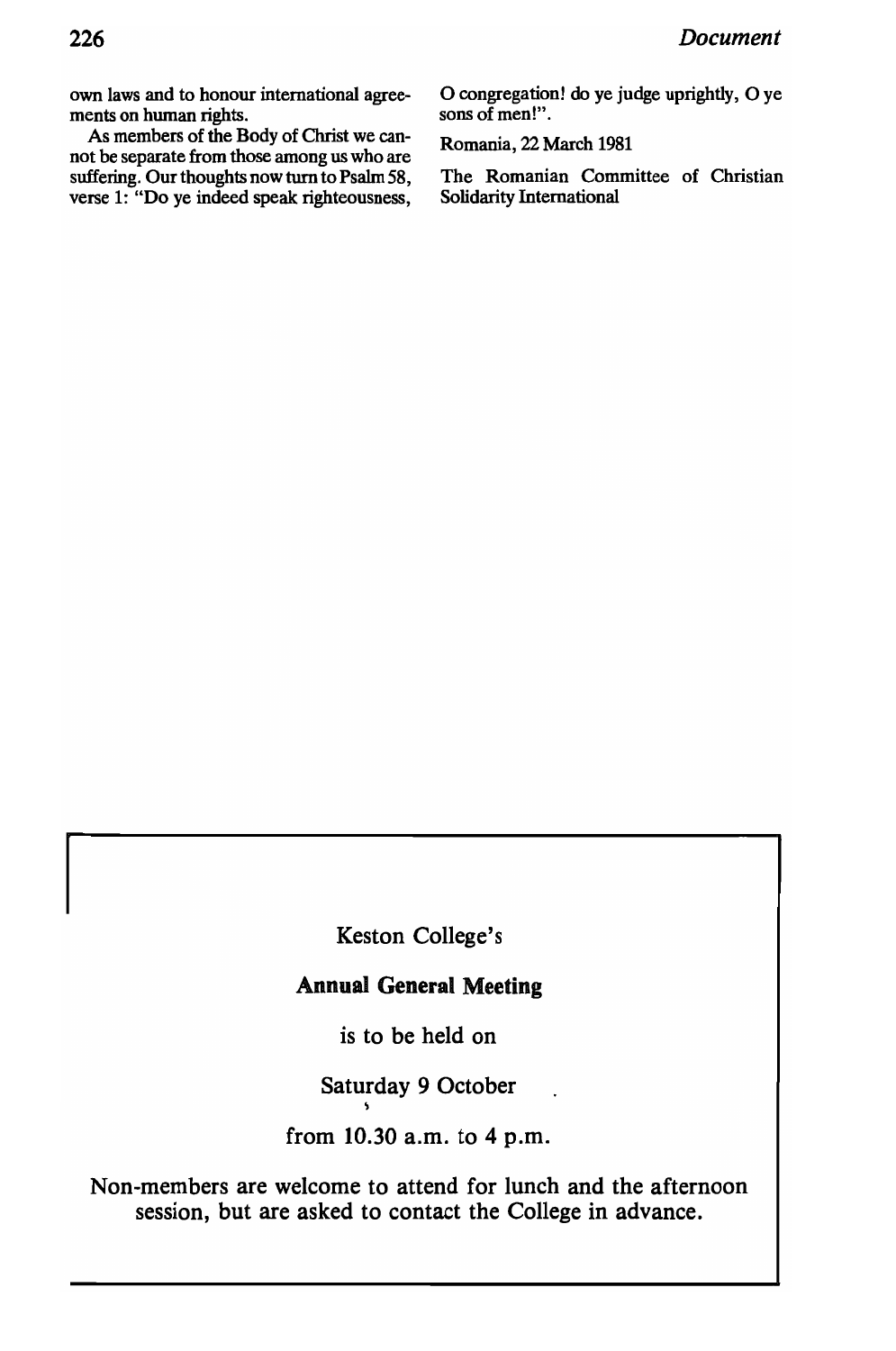own laws and to honour international agreements on human rights.

As members of the Body of Christ we cannot be separate from those among us who are suffering. Our thoughts now turn to Psalm 58, verse 1: "Do ye indeed speak righteousness, O congregation! do ye judge uprightly, O ye sons of men!".

Romania, 22 March 1981

The Romanian Committee of Christian Solidarity International

Keston College's

**Annual General Meeting**

is to be held on

Saturday 9 October

from 10.30 a.m. to 4 p.m.

Non-members are welcome to attend for lunch and the afternoon session, but are asked to contact the College in advance.